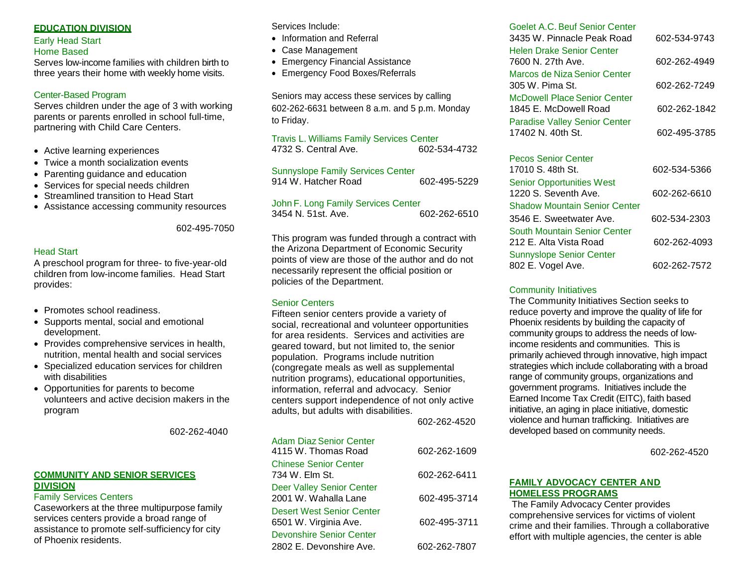## EDUCATION DIVISION

### Early Head Start

#### Home Based

Serves low-income families with children birth to three years their home with weekly home visits.

#### Center-Based Program

Serves children under the age of 3 with working parents or parents enrolled in school full-time, partnering with Child Care Centers.

- Active learning experiences
- Twice a month socialization events
- Parenting guidance and education
- Services for special needs children
- Streamlined transition to Head Start
- Assistance accessing community resources

602-495-7050

### Head Start

A preschool program for three- to five-year-old children from low-income families. Head Start provides:

- Promotes school readiness.
- Supports mental, social and emotional development.
- Provides comprehensive services in health, nutrition, mental health and social services
- Specialized education services for children with disabilities
- Opportunities for parents to become volunteers and active decision makers in the program

602-262-4040

## COMMUNITY AND SENIOR SERVICES DIVISION

### Family Services Centers

Caseworkers at the three multipurpose family services centers provide a broad range of assistance to promote self-sufficiency for city of Phoenix residents.

Services Include:

- Information and Referral
- Case Management
- Emergency Financial Assistance
- Emergency Food Boxes/Referrals

Seniors may access these services by calling 602-262-6631 between 8 a.m. and 5 p.m. Monday to Friday.

Travis L. Williams Family Services Center
4732 S. Central Ave. 602-534-4732

Sunnyslope Family Services Center
914 W. Hatcher Road 602-495-5229

John F. Long Family Services Center
3454 N. 51st. Ave. 602-262-6510

This program was funded through a contract with the Arizona Department of Economic Security points of view are those of the author and do not necessarily represent the official position or policies of the Department.

### Senior Centers

Fifteen senior centers provide a variety of social, recreational and volunteer opportunities for area residents. Services and activities are geared toward, but not limited to, the senior population. Programs include nutrition (congregate meals as well as supplemental nutrition programs), educational opportunities, information, referral and advocacy. Senior centers support independence of not only active adults, but adults with disabilities.

602-262-4520

Adam Diaz Senior Center
4115 W. Thomas Road 602-262-1609

Chinese Senior Center
734 W. Elm St. 602-262-6411

Deer Valley Senior Center
2001 W. Wahalla Lane 602-495-3714

Desert West Senior Center
6501 W. Virginia Ave. 602-495-3711

Devonshire Senior Center
2802 E. Devonshire Ave. 602-262-7807

Goelet A.C. Beuf Senior Center
3435 W. Pinnacle Peak Road 602-534-9743

Helen Drake Senior Center
7600 N. 27th Ave. 602-262-4949

Marcos de Niza Senior Center
305 W. Pima St. 602-262-7249

McDowell Place Senior Center
1845 E. McDowell Road 602-262-1842

Paradise Valley Senior Center
17402 N. 40th St. 602-495-3785

Pecos Senior Center
17010 S. 48th St. 602-534-5366

Senior Opportunities West
1220 S. Seventh Ave. 602-262-6610

Shadow Mountain Senior Center
3546 E. Sweetwater Ave. 602-534-2303

South Mountain Senior Center
212 E. Alta Vista Road 602-262-4093

Sunnyslope Senior Center
802 E. Vogel Ave. 602-262-7572

### Community Initiatives

The Community Initiatives Section seeks to reduce poverty and improve the quality of life for Phoenix residents by building the capacity of community groups to address the needs of low-income residents and communities. This is primarily achieved through innovative, high impact strategies which include collaborating with a broad range of community groups, organizations and government programs. Initiatives include the Earned Income Tax Credit (EITC), faith based initiative, an aging in place initiative, domestic violence and human trafficking. Initiatives are developed based on community needs.

602-262-4520

## FAMILY ADVOCACY CENTER AND HOMELESS PROGRAMS

The Family Advocacy Center provides comprehensive services for victims of violent crime and their families. Through a collaborative effort with multiple agencies, the center is able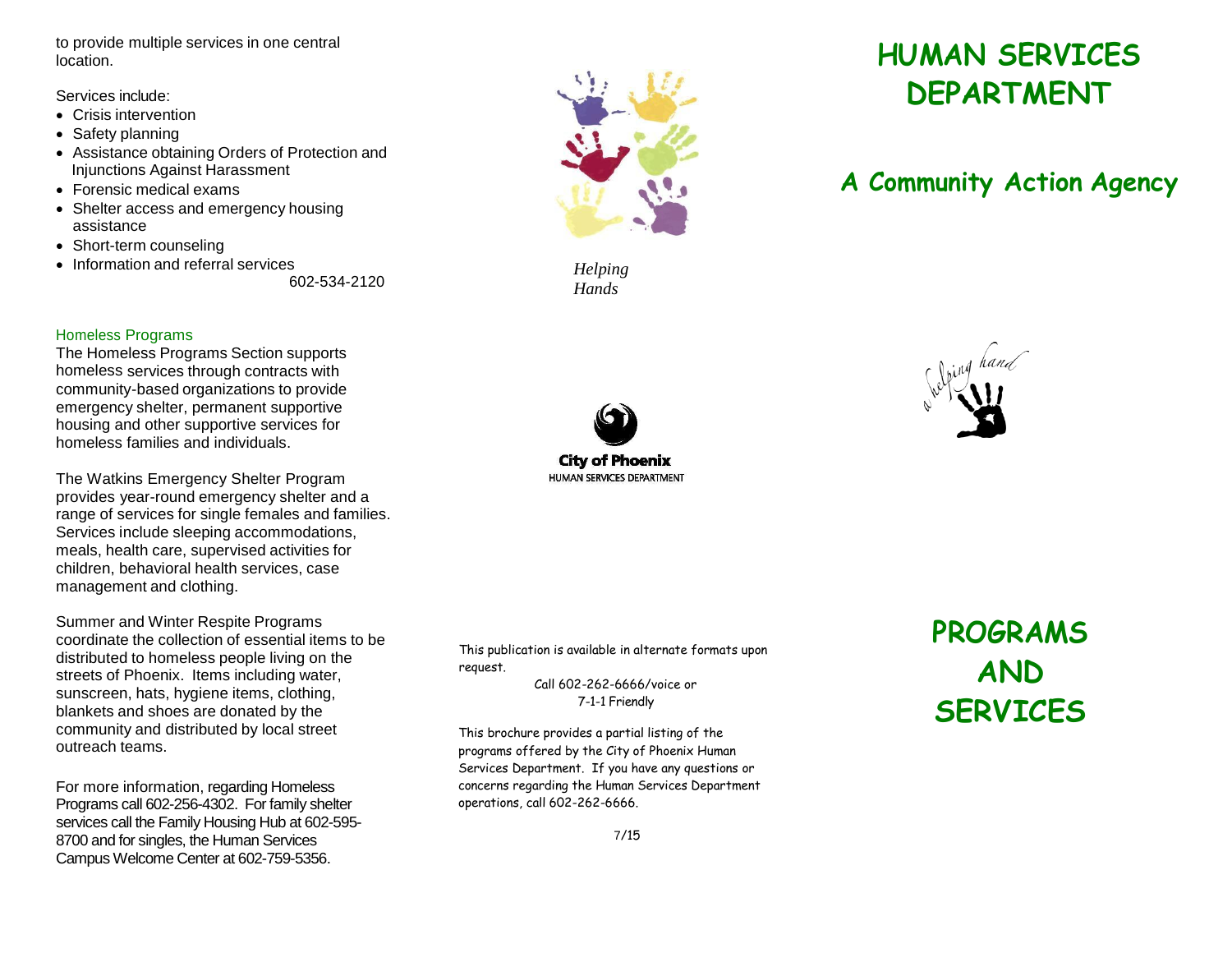to provide multiple services in one central location.

Services include:

- Crisis intervention
- Safety planning
- Assistance obtaining Orders of Protection and Injunctions Against Harassment
- Forensic medical exams
- Shelter access and emergency housing assistance
- Short-term counseling
- Information and referral services

602-534-2120

### Homeless Programs

The Homeless Programs Section supports homeless services through contracts with community-based organizations to provide emergency shelter, permanent supportive housing and other supportive services for homeless families and individuals.

The Watkins Emergency Shelter Program provides year-round emergency shelter and a range of services for single females and families. Services include sleeping accommodations, meals, health care, supervised activities for children, behavioral health services, case management and clothing.

Summer and Winter Respite Programs coordinate the collection of essential items to be distributed to homeless people living on the streets of Phoenix. Items including water, sunscreen, hats, hygiene items, clothing, blankets and shoes are donated by the community and distributed by local street outreach teams.

For more information, regarding Homeless Programs call 602-256-4302. For family shelter services call the Family Housing Hub at 602-595-8700 and for singles, the Human Services Campus Welcome Center at 602-759-5356.

*Helping Hands*

City of Phoenix
HUMAN SERVICES DEPARTMENT

This publication is available in alternate formats upon request.

Call 602-262-6666/voice or
7-1-1 Friendly

This brochure provides a partial listing of the programs offered by the City of Phoenix Human Services Department. If you have any questions or concerns regarding the Human Services Department operations, call 602-262-6666.

7/15

# HUMAN SERVICES DEPARTMENT

## A Community Action Agency

a helping hand

# PROGRAMS AND SERVICES